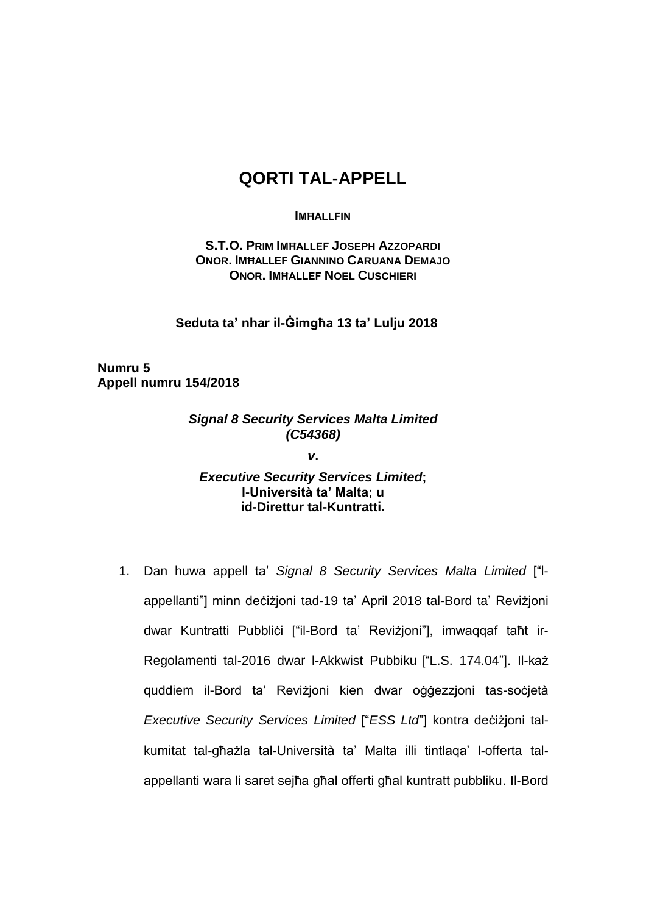# QORTI TAL-APPELL

**IMĦALLFIN**

**S.T.O. PRIM IMĦALLEF JOSEPH AZZOPARDI**
**ONOR. IMĦALLEF GIANNINO CARUANA DEMAJO**
**ONOR. IMĦALLEF NOEL CUSCHIERI**

**Seduta ta' nhar il-Ġimgħa 13 ta' Lulju 2018**

**Numru 5**
**Appell numru 154/2018**

***Signal 8 Security Services Malta Limited***
***(C54368)***

***v.***

***Executive Security Services Limited*;**
**l-Università ta' Malta; u**
**id-Direttur tal-Kuntratti.**

1. Dan huwa appell ta' *Signal 8 Security Services Malta Limited* ["l-appellanti"] minn deċiżjoni tad-19 ta' April 2018 tal-Bord ta' Reviżjoni dwar Kuntratti Pubbliċi ["il-Bord ta' Reviżjoni"], imwaqqaf taħt ir-Regolamenti tal-2016 dwar l-Akkwist Pubbiku ["L.S. 174.04"]. Il-każ quddiem il-Bord ta' Reviżjoni kien dwar oġġezzjoni tas-soċjetà *Executive Security Services Limited* ["*ESS Ltd*"] kontra deċiżjoni tal-kumitat tal-għażla tal-Università ta' Malta illi tintlaqa' l-offerta tal-appellanti wara li saret sejħa għal offerti għal kuntratt pubbliku. Il-Bord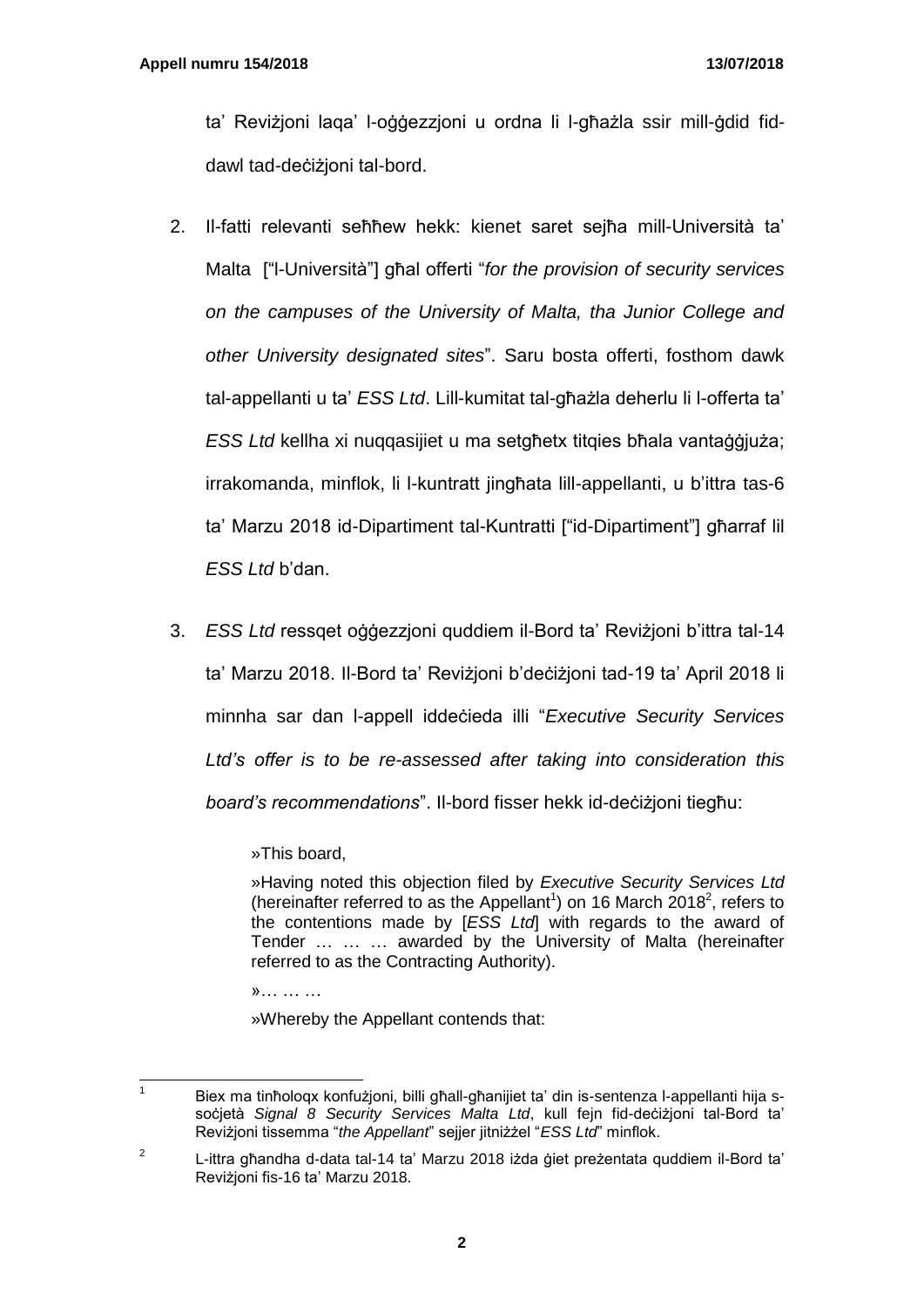ta' Reviżjoni laqa' l-oġġezzjoni u ordna li l-għażla ssir mill-ġdid fid-dawl tad-deċiżjoni tal-bord.

2. Il-fatti relevanti seħħew hekk: kienet saret sejħa mill-Università ta' Malta ["l-Università"] għal offerti "*for the provision of security services on the campuses of the University of Malta, tha Junior College and other University designated sites*". Saru bosta offerti, fosthom dawk tal-appellanti u ta' *ESS Ltd*. Lill-kumitat tal-għażla deherlu li l-offerta ta' *ESS Ltd* kellha xi nuqqasijiet u ma setgħetx titqies bħala vantaġġjuża; irrakomanda, minflok, li l-kuntratt jingħata lill-appellanti, u b'ittra tas-6 ta' Marzu 2018 id-Dipartiment tal-Kuntratti ["id-Dipartiment"] għarraf lil *ESS Ltd* b'dan.

3. *ESS Ltd* ressqet oġġezzjoni quddiem il-Bord ta' Reviżjoni b'ittra tal-14 ta' Marzu 2018. Il-Bord ta' Reviżjoni b'deċiżjoni tad-19 ta' April 2018 li minnha sar dan l-appell iddeċieda illi "*Executive Security Services Ltd's offer is to be re-assessed after taking into consideration this board's recommendations*". Il-bord fisser hekk id-deċiżjoni tiegħu:

> »This board,
>
> »Having noted this objection filed by *Executive Security Services Ltd* (hereinafter referred to as the Appellant[1]) on 16 March 2018[2], refers to the contentions made by [*ESS Ltd*] with regards to the award of Tender … … … awarded by the University of Malta (hereinafter referred to as the Contracting Authority).
>
> »… … …
>
> »Whereby the Appellant contends that:

---

[1] Biex ma tinħoloqx konfużjoni, billi għall-għanijiet ta' din is-sentenza l-appellanti hija s-soċjetà *Signal 8 Security Services Malta Ltd*, kull fejn fid-deċiżjoni tal-Bord ta' Reviżjoni tissemma "*the Appellant*" sejjer jitniżżel "*ESS Ltd*" minflok.

[2] L-ittra għandha d-data tal-14 ta' Marzu 2018 iżda ġiet preżentata quddiem il-Bord ta' Reviżjoni fis-16 ta' Marzu 2018.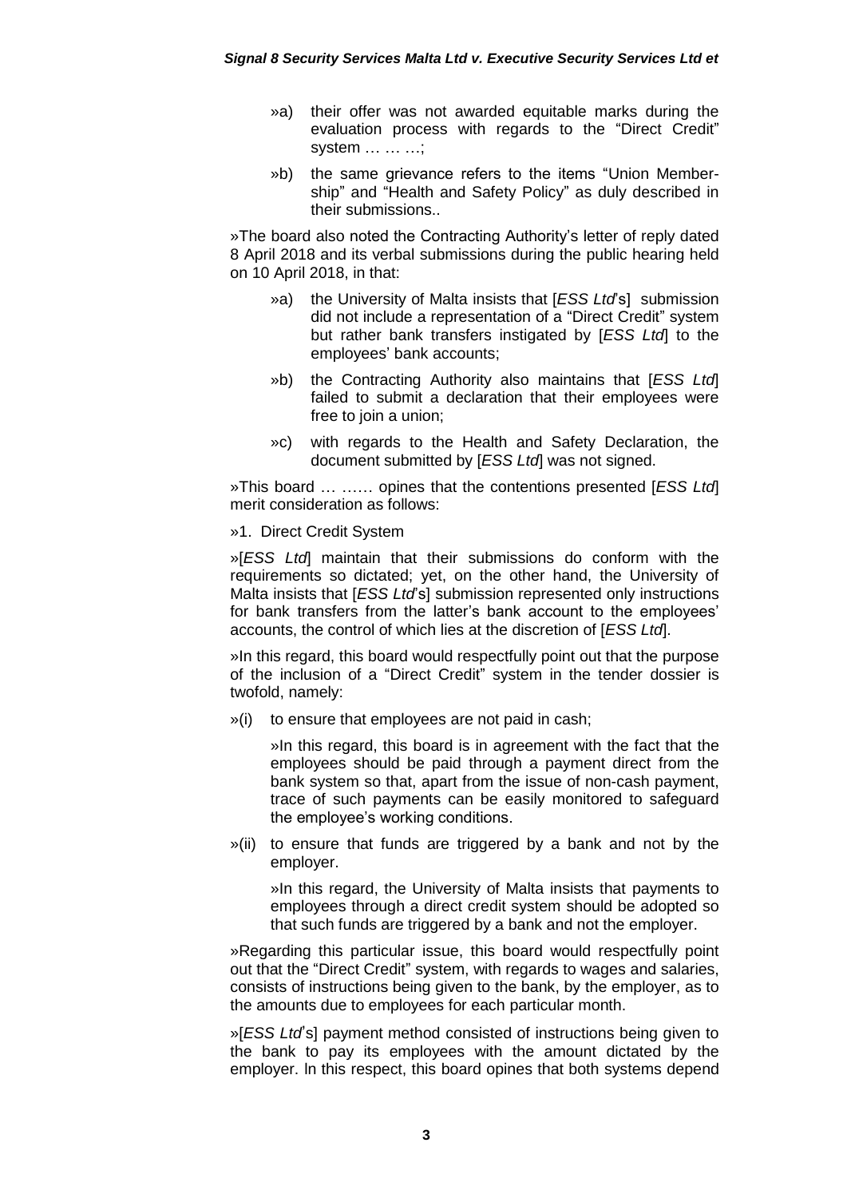»a) their offer was not awarded equitable marks during the evaluation process with regards to the "Direct Credit" system … … …;

»b) the same grievance refers to the items "Union Membership" and "Health and Safety Policy" as duly described in their submissions..

»The board also noted the Contracting Authority's letter of reply dated 8 April 2018 and its verbal submissions during the public hearing held on 10 April 2018, in that:

»a) the University of Malta insists that [*ESS Ltd*'s] submission did not include a representation of a "Direct Credit" system but rather bank transfers instigated by [*ESS Ltd*] to the employees' bank accounts;

»b) the Contracting Authority also maintains that [*ESS Ltd*] failed to submit a declaration that their employees were free to join a union;

»c) with regards to the Health and Safety Declaration, the document submitted by [*ESS Ltd*] was not signed.

»This board … …… opines that the contentions presented [*ESS Ltd*] merit consideration as follows:

»1. Direct Credit System

»[*ESS Ltd*] maintain that their submissions do conform with the requirements so dictated; yet, on the other hand, the University of Malta insists that [*ESS Ltd*'s] submission represented only instructions for bank transfers from the latter's bank account to the employees' accounts, the control of which lies at the discretion of [*ESS Ltd*].

»In this regard, this board would respectfully point out that the purpose of the inclusion of a "Direct Credit" system in the tender dossier is twofold, namely:

»(i) to ensure that employees are not paid in cash;

»In this regard, this board is in agreement with the fact that the employees should be paid through a payment direct from the bank system so that, apart from the issue of non-cash payment, trace of such payments can be easily monitored to safeguard the employee's working conditions.

»(ii) to ensure that funds are triggered by a bank and not by the employer.

»In this regard, the University of Malta insists that payments to employees through a direct credit system should be adopted so that such funds are triggered by a bank and not the employer.

»Regarding this particular issue, this board would respectfully point out that the "Direct Credit" system, with regards to wages and salaries, consists of instructions being given to the bank, by the employer, as to the amounts due to employees for each particular month.

»[*ESS Ltd*'s] payment method consisted of instructions being given to the bank to pay its employees with the amount dictated by the employer. In this respect, this board opines that both systems depend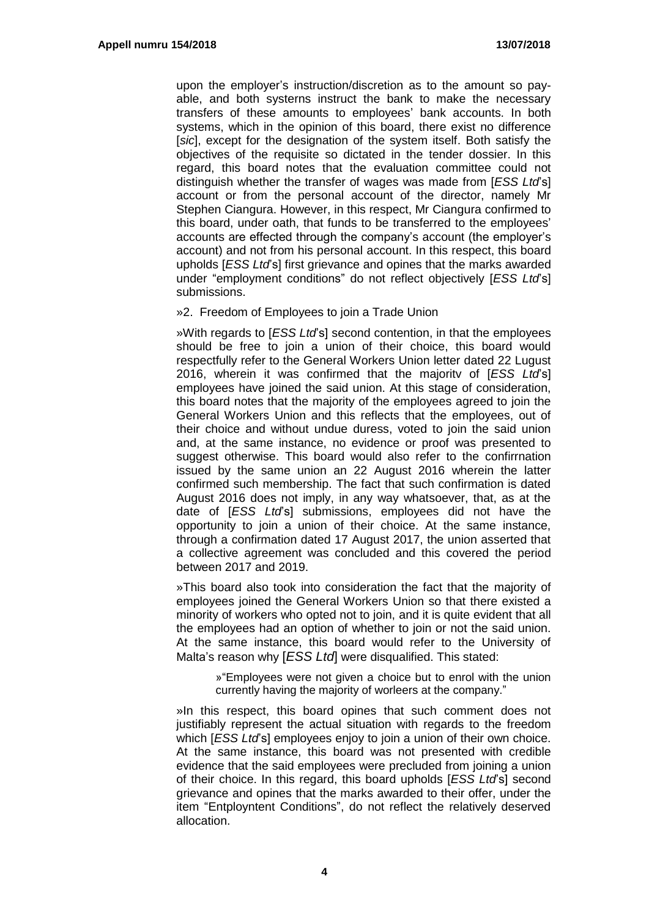upon the employer's instruction/discretion as to the amount so payable, and both systerns instruct the bank to make the necessary transfers of these amounts to employees' bank accounts. In both systems, which in the opinion of this board, there exist no difference [*sic*], except for the designation of the system itself. Both satisfy the objectives of the requisite so dictated in the tender dossier. In this regard, this board notes that the evaluation committee could not distinguish whether the transfer of wages was made from [*ESS Ltd*'s] account or from the personal account of the director, namely Mr Stephen Ciangura. However, in this respect, Mr Ciangura confirmed to this board, under oath, that funds to be transferred to the employees' accounts are effected through the company's account (the employer's account) and not from his personal account. In this respect, this board upholds [*ESS Ltd*'s] first grievance and opines that the marks awarded under "employment conditions" do not reflect objectively [*ESS Ltd*'s] submissions.

»2. Freedom of Employees to join a Trade Union

»With regards to [*ESS Ltd*'s] second contention, in that the employees should be free to join a union of their choice, this board would respectfully refer to the General Workers Union letter dated 22 Lugust 2016, wherein it was confirmed that the majoritv of [*ESS Ltd*'s] employees have joined the said union. At this stage of consideration, this board notes that the majority of the employees agreed to join the General Workers Union and this reflects that the employees, out of their choice and without undue duress, voted to join the said union and, at the same instance, no evidence or proof was presented to suggest otherwise. This board would also refer to the confirrnation issued by the same union an 22 August 2016 wherein the latter confirmed such membership. The fact that such confirmation is dated August 2016 does not imply, in any way whatsoever, that, as at the date of [*ESS Ltd*'s] submissions, employees did not have the opportunity to join a union of their choice. At the same instance, through a confirmation dated 17 August 2017, the union asserted that a collective agreement was concluded and this covered the period between 2017 and 2019.

»This board also took into consideration the fact that the majority of employees joined the General Workers Union so that there existed a minority of workers who opted not to join, and it is quite evident that all the employees had an option of whether to join or not the said union. At the same instance, this board would refer to the University of Malta's reason why [*ESS Ltd*] were disqualified. This stated:

> »"Employees were not given a choice but to enrol with the union currently having the majority of worleers at the company."

»In this respect, this board opines that such comment does not justifiably represent the actual situation with regards to the freedom which [*ESS Ltd*'s] employees enjoy to join a union of their own choice. At the same instance, this board was not presented with credible evidence that the said employees were precluded from joining a union of their choice. In this regard, this board upholds [*ESS Ltd*'s] second grievance and opines that the marks awarded to their offer, under the item "Entployntent Conditions", do not reflect the relatively deserved allocation.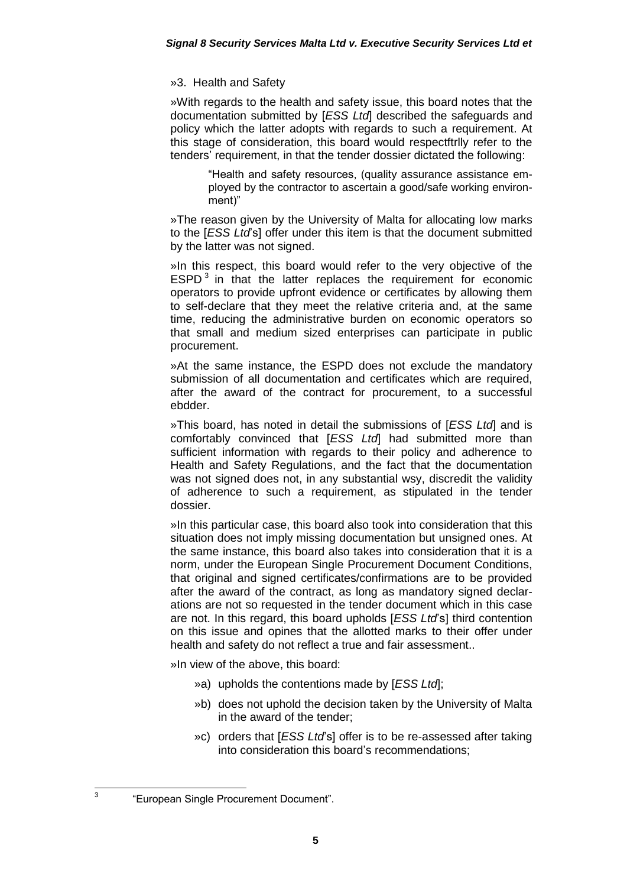»3. Health and Safety

»With regards to the health and safety issue, this board notes that the documentation submitted by [*ESS Ltd*] described the safeguards and policy which the latter adopts with regards to such a requirement. At this stage of consideration, this board would respectftrlly refer to the tenders' requirement, in that the tender dossier dictated the following:

> "Health and safety resources, (quality assurance assistance employed by the contractor to ascertain a good/safe working environment)"

»The reason given by the University of Malta for allocating low marks to the [*ESS Ltd*'s] offer under this item is that the document submitted by the latter was not signed.

»In this respect, this board would refer to the very objective of the ESPD[3] in that the latter replaces the requirement for economic operators to provide upfront evidence or certificates by allowing them to self-declare that they meet the relative criteria and, at the same time, reducing the administrative burden on economic operators so that small and medium sized enterprises can participate in public procurement.

»At the same instance, the ESPD does not exclude the mandatory submission of all documentation and certificates which are required, after the award of the contract for procurement, to a successful ebdder.

»This board, has noted in detail the submissions of [*ESS Ltd*] and is comfortably convinced that [*ESS Ltd*] had submitted more than sufficient information with regards to their policy and adherence to Health and Safety Regulations, and the fact that the documentation was not signed does not, in any substantial wsy, discredit the validity of adherence to such a requirement, as stipulated in the tender dossier.

»In this particular case, this board also took into consideration that this situation does not imply missing documentation but unsigned ones. At the same instance, this board also takes into consideration that it is a norm, under the European Single Procurement Document Conditions, that original and signed certificates/confirmations are to be provided after the award of the contract, as long as mandatory signed declarations are not so requested in the tender document which in this case are not. In this regard, this board upholds [*ESS Ltd*'s] third contention on this issue and opines that the allotted marks to their offer under health and safety do not reflect a true and fair assessment..

»In view of the above, this board:

»a) upholds the contentions made by [*ESS Ltd*];

»b) does not uphold the decision taken by the University of Malta in the award of the tender;

»c) orders that [*ESS Ltd*'s] offer is to be re-assessed after taking into consideration this board's recommendations;

---

[3] "European Single Procurement Document".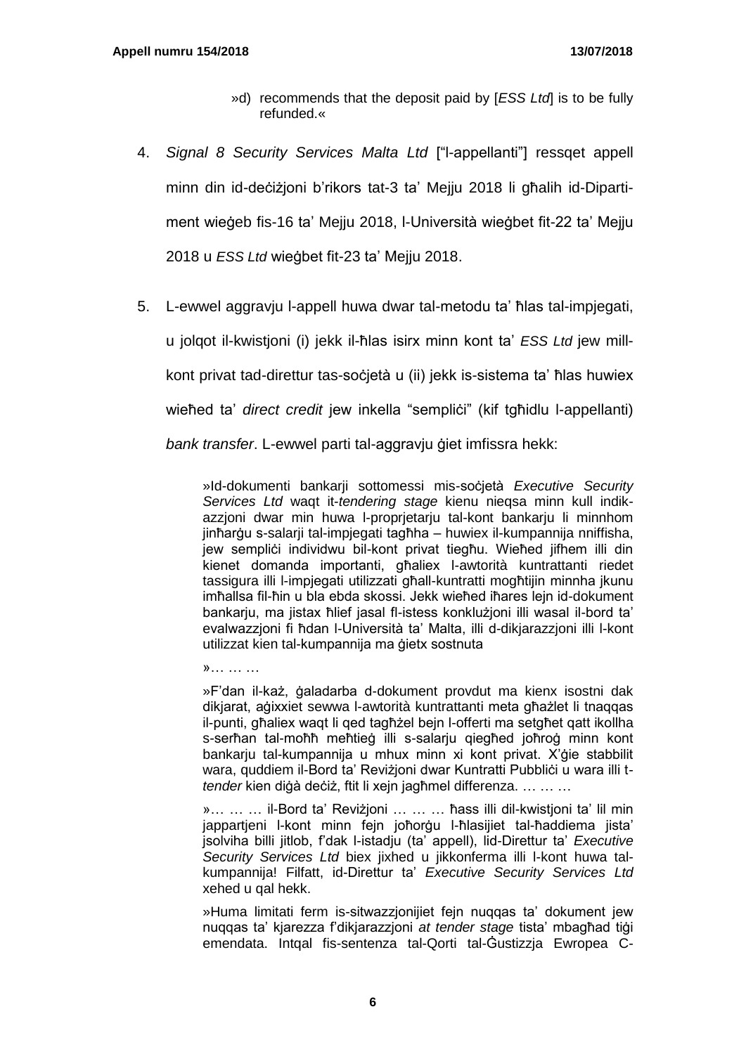»d) recommends that the deposit paid by [*ESS Ltd*] is to be fully refunded.«

4. *Signal 8 Security Services Malta Ltd* ["l-appellanti"] ressqet appell minn din id-deċiżjoni b'rikors tat-3 ta' Mejju 2018 li għalih id-Dipartiment wieġeb fis-16 ta' Mejju 2018, l-Università wieġbet fit-22 ta' Mejju 2018 u *ESS Ltd* wieġbet fit-23 ta' Mejju 2018.

5. L-ewwel aggravju l-appell huwa dwar tal-metodu ta' ħlas tal-impjegati, u jolqot il-kwistjoni (i) jekk il-ħlas isirx minn kont ta' *ESS Ltd* jew mill-kont privat tad-direttur tas-soċjetà u (ii) jekk is-sistema ta' ħlas huwiex wieħed ta' *direct credit* jew inkella "sempliċi" (kif tgħidlu l-appellanti) *bank transfer*. L-ewwel parti tal-aggravju ġiet imfissra hekk:

   »Id-dokumenti bankarji sottomessi mis-soċjetà *Executive Security Services Ltd* waqt it-*tendering stage* kienu nieqsa minn kull indikazzjoni dwar min huwa l-proprjetarju tal-kont bankarju li minnhom jinħarġu s-salarji tal-impjegati tagħha – huwiex il-kumpannija nniffisha, jew sempliċi individwu bil-kont privat tiegħu. Wieħed jifhem illi din kienet domanda importanti, għaliex l-awtorità kuntrattanti riedet tassigura illi l-impjegati utilizzati għall-kuntratti mogħtijin minnha jkunu imħallsa fil-ħin u bla ebda skossi. Jekk wieħed iħares lejn id-dokument bankarju, ma jistax ħlief jasal fl-istess konklużjoni illi wasal il-bord ta' evalwazzjoni fi ħdan l-Università ta' Malta, illi d-dikjarazzjoni illi l-kont utilizzat kien tal-kumpannija ma ġietx sostnuta

   »… … …

   »F'dan il-każ, ġaladarba d-dokument provdut ma kienx isostni dak dikjarat, aġixxiet sewwa l-awtorità kuntrattanti meta għażlet li tnaqqas il-punti, għaliex waqt li qed tagħżel bejn l-offerti ma setgħet qatt ikollha s-serħan tal-moħħ meħtieġ illi s-salarju qiegħed joħroġ minn kont bankarju tal-kumpannija u mhux minn xi kont privat. X'ġie stabbilit wara, quddiem il-Bord ta' Reviżjoni dwar Kuntratti Pubbliċi u wara illi t-*tender* kien diġà deċiż, ftit li xejn jagħmel differenza. … … …

   »… … … il-Bord ta' Reviżjoni … … … ħass illi dil-kwistjoni ta' lil min jappartjeni l-kont minn fejn joħorġu l-ħlasijiet tal-ħaddiema jista' jsolviha billi jitlob, f'dak l-istadju (ta' appell), lid-Direttur ta' *Executive Security Services Ltd* biex jixhed u jikkonferma illi l-kont huwa tal-kumpannija! Filfatt, id-Direttur ta' *Executive Security Services Ltd* xehed u qal hekk.

   »Huma limitati ferm is-sitwazzjonijiet fejn nuqqas ta' dokument jew nuqqas ta' kjarezza f'dikjarazzjoni *at tender stage* tista' mbagħad tiġi emendata. Intqal fis-sentenza tal-Qorti tal-Ġustizzja Ewropea C-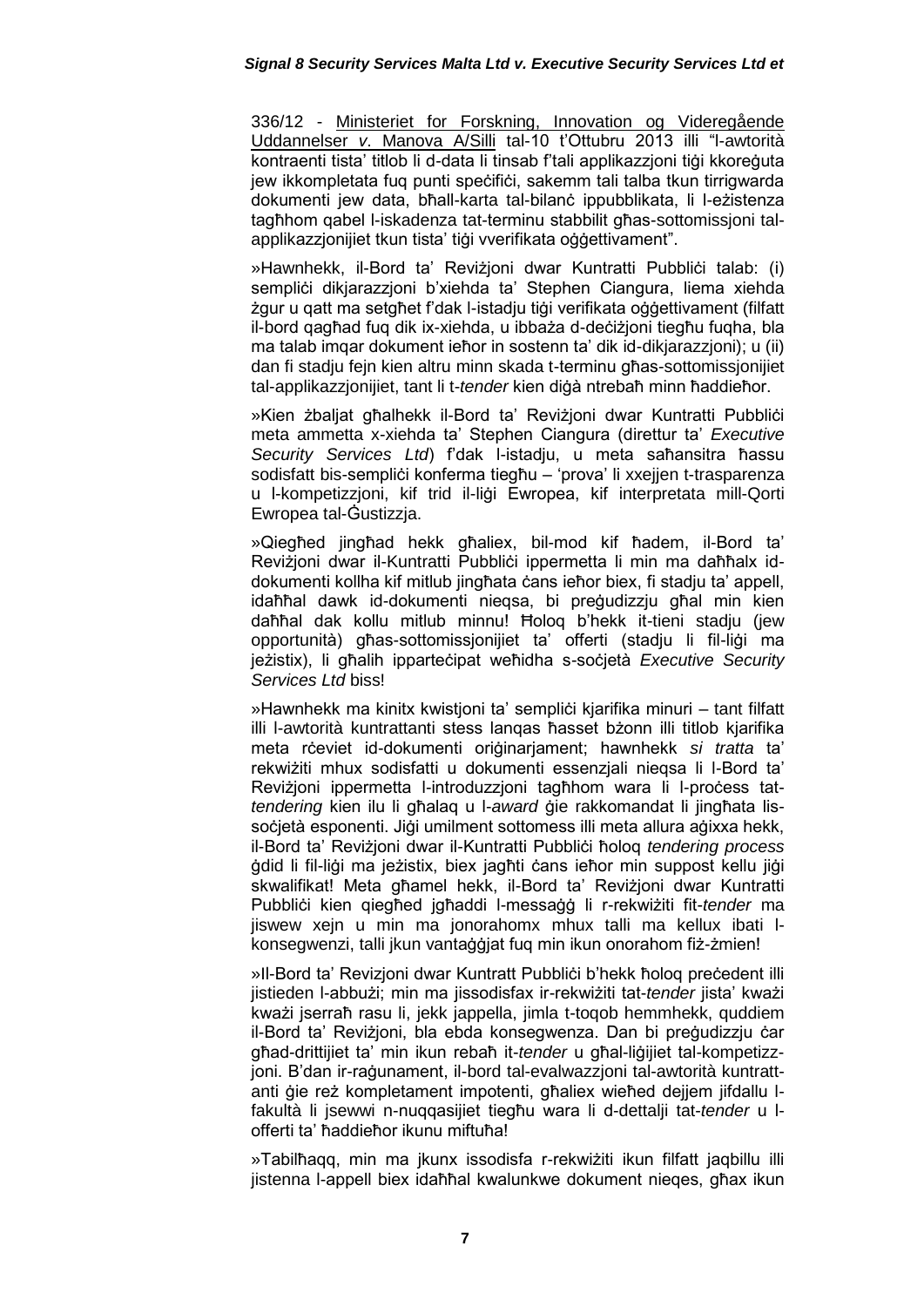336/12 - Ministeriet for Forskning, Innovation og Videregående Uddannelser *v.* Manova A/Silli tal-10 t'Ottubru 2013 illi "l-awtorità kontraenti tista' titlob li d-data li tinsab f'tali applikazzjoni tiġi kkoreġuta jew ikkompletata fuq punti speċifiċi, sakemm tali talba tkun tirrigwarda dokumenti jew data, bħall-karta tal-bilanċ ippubblikata, li l-eżistenza tagħhom qabel l-iskadenza tat-terminu stabbilit għas-sottomissjoni tal-applikazzjonijiet tkun tista' tiġi vverifikata oġġettivament".

»Hawnhekk, il-Bord ta' Reviżjoni dwar Kuntratti Pubbliċi talab: (i) sempliċi dikjarazzjoni b'xiehda ta' Stephen Ciangura, liema xiehda żgur u qatt ma setgħet f'dak l-istadju tiġi verifikata oġġettivament (filfatt il-bord qagħad fuq dik ix-xiehda, u ibbaża d-deċiżjoni tiegħu fuqha, bla ma talab imqar dokument ieħor in sostenn ta' dik id-dikjarazzjoni); u (ii) dan fi stadju fejn kien altru minn skada t-terminu għas-sottomissjonijiet tal-applikazzjonijiet, tant li t-*tender* kien diġà ntrebaħ minn ħaddieħor.

»Kien żbaljat għalhekk il-Bord ta' Reviżjoni dwar Kuntratti Pubbliċi meta ammetta x-xiehda ta' Stephen Ciangura (direttur ta' *Executive Security Services Ltd*) f'dak l-istadju, u meta saħansitra ħassu sodisfatt bis-sempliċi konferma tiegħu – 'prova' li xxejjen t-trasparenza u l-kompetizzjoni, kif trid il-liġi Ewropea, kif interpretata mill-Qorti Ewropea tal-Ġustizzja.

»Qiegħed jingħad hekk għaliex, bil-mod kif ħadem, il-Bord ta' Reviżjoni dwar il-Kuntratti Pubbliċi ippermetta li min ma daħħalx id-dokumenti kollha kif mitlub jingħata ċans ieħor biex, fi stadju ta' appell, idaħħal dawk id-dokumenti nieqsa, bi preġudizzju għal min kien daħħal dak kollu mitlub minnu! Ħoloq b'hekk it-tieni stadju (jew opportunità) għas-sottomissjonijiet ta' offerti (stadju li fil-liġi ma jeżistix), li għalih ipparteċipat weħidha s-soċjetà *Executive Security Services Ltd* biss!

»Hawnhekk ma kinitx kwistjoni ta' sempliċi kjarifika minuri – tant filfatt illi l-awtorità kuntrattanti stess lanqas ħasset bżonn illi titlob kjarifika meta rċeviet id-dokumenti oriġinarjament; hawnhekk *si tratta* ta' rekwiżiti mhux sodisfatti u dokumenti essenzjali nieqsa li l-Bord ta' Reviżjoni ippermetta l-introduzzjoni tagħhom wara li l-proċess tat-*tendering* kien ilu li għalaq u l-*award* ġie rakkomandat li jingħata lis-soċjetà esponenti. Jiġi umilment sottomess illi meta allura aġixxa hekk, il-Bord ta' Reviżjoni dwar il-Kuntratti Pubbliċi ħoloq *tendering process* ġdid li fil-liġi ma jeżistix, biex jagħti ċans ieħor min suppost kellu jiġi skwalifikat! Meta għamel hekk, il-Bord ta' Reviżjoni dwar Kuntratti Pubbliċi kien qiegħed jgħaddi l-messaġġ li r-rekwiżiti fit-*tender* ma jiswew xejn u min ma jonorahomx mhux talli ma kellux ibati l-konsegwenzi, talli jkun vantaġġjat fuq min ikun onorahom fiż-żmien!

»Il-Bord ta' Revizjoni dwar Kuntratt Pubbliċi b'hekk ħoloq preċedent illi jistieden l-abbużi; min ma jissodisfax ir-rekwiżiti tat-*tender* jista' kważi kważi jserraħ rasu li, jekk jappella, jimla t-toqob hemmhekk, quddiem il-Bord ta' Reviżjoni, bla ebda konsegwenza. Dan bi preġudizzju ċar għad-drittijiet ta' min ikun rebaħ it-*tender* u għal-liġijiet tal-kompetizzjoni. B'dan ir-raġunament, il-bord tal-evalwazzjoni tal-awtorità kuntrattanti ġie reż kompletament impotenti, għaliex wieħed dejjem jifdallu l-fakultà li jsewwi n-nuqqasijiet tiegħu wara li d-dettalji tat-*tender* u l-offerti ta' ħaddieħor ikunu miftuħa!

»Tabilħaqq, min ma jkunx issodisfa r-rekwiżiti ikun filfatt jaqbillu illi jistenna l-appell biex idaħħal kwalunkwe dokument nieqes, għax ikun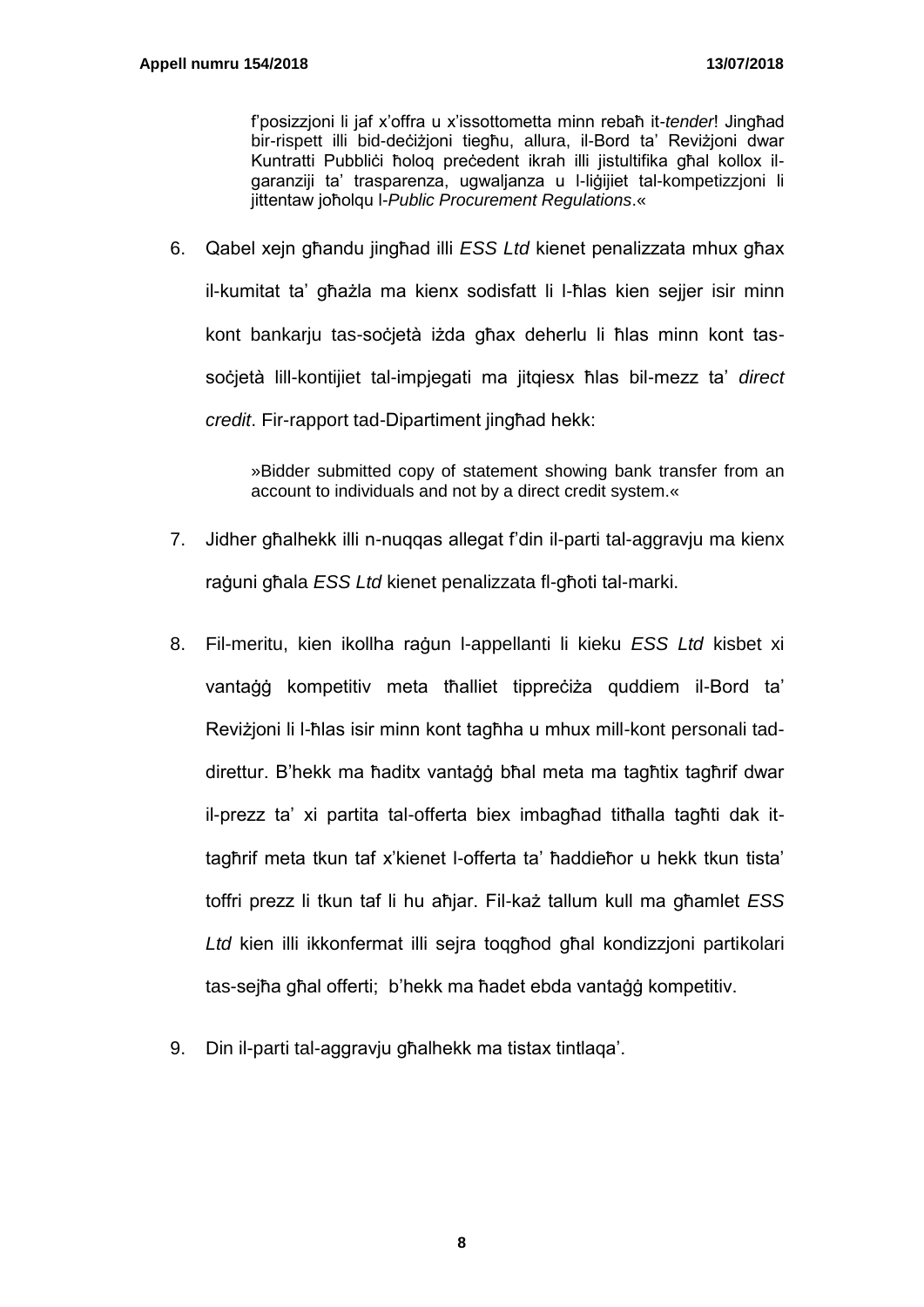> f'posizzjoni li jaf x'offra u x'issottometta minn rebaħ it-*tender*! Jingħad bir-rispett illi bid-deċiżjoni tiegħu, allura, il-Bord ta' Reviżjoni dwar Kuntratti Pubbliċi ħoloq preċedent ikrah illi jistultifika għal kollox il-garanziji ta' trasparenza, ugwaljanza u l-liġijiet tal-kompetizzjoni li jittentaw joħolqu l-*Public Procurement Regulations*.«

6. Qabel xejn għandu jingħad illi *ESS Ltd* kienet penalizzata mhux għax il-kumitat ta' għażla ma kienx sodisfatt li l-ħlas kien sejjer isir minn kont bankarju tas-soċjetà iżda għax deherlu li ħlas minn kont tas-soċjetà lill-kontijiet tal-impjegati ma jitqiesx ħlas bil-mezz ta' *direct credit*. Fir-rapport tad-Dipartiment jingħad hekk:

> »Bidder submitted copy of statement showing bank transfer from an account to individuals and not by a direct credit system.«

7. Jidher għalhekk illi n-nuqqas allegat f'din il-parti tal-aggravju ma kienx raġuni għala *ESS Ltd* kienet penalizzata fl-għoti tal-marki.

8. Fil-meritu, kien ikollha raġun l-appellanti li kieku *ESS Ltd* kisbet xi vantaġġ kompetitiv meta tħalliet tippreċiża quddiem il-Bord ta' Reviżjoni li l-ħlas isir minn kont tagħha u mhux mill-kont personali tad-direttur. B'hekk ma ħaditx vantaġġ bħal meta ma tagħtix tagħrif dwar il-prezz ta' xi partita tal-offerta biex imbagħad titħalla tagħti dak it-tagħrif meta tkun taf x'kienet l-offerta ta' ħaddieħor u hekk tkun tista' toffri prezz li tkun taf li hu aħjar. Fil-każ tallum kull ma għamlet *ESS Ltd* kien illi ikkonfermat illi sejra toqgħod għal kondizzjoni partikolari tas-sejħa għal offerti; b'hekk ma ħadet ebda vantaġġ kompetitiv.

9. Din il-parti tal-aggravju għalhekk ma tistax tintlaqa'.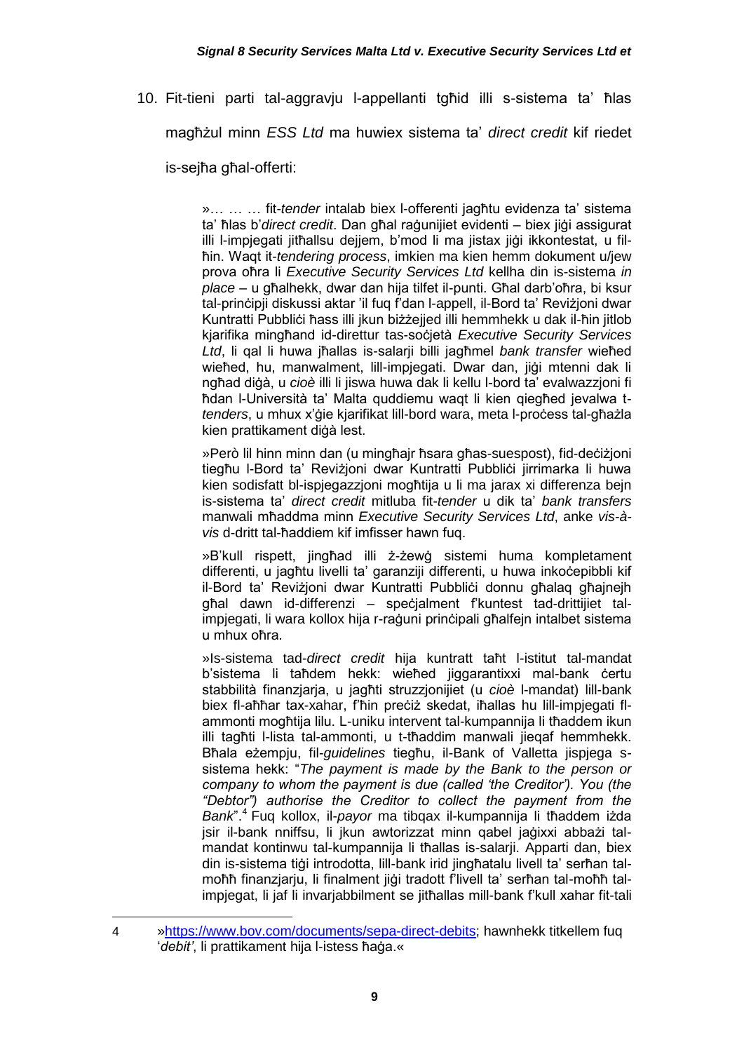10. Fit-tieni parti tal-aggravju l-appellanti tgħid illi s-sistema ta' ħlas magħżul minn *ESS Ltd* ma huwiex sistema ta' *direct credit* kif riedet is-sejħa għal-offerti:

> »… … … fit-*tender* intalab biex l-offerenti jagħtu evidenza ta' sistema ta' ħlas b'*direct credit*. Dan għal raġunijiet evidenti – biex jiġi assigurat illi l-impjegati jitħallsu dejjem, b'mod li ma jistax jiġi ikkontestat, u fil-ħin. Waqt it-*tendering process*, imkien ma kien hemm dokument u/jew prova oħra li *Executive Security Services Ltd* kellha din is-sistema *in place* – u għalhekk, dwar dan hija tilfet il-punti. Għal darb'oħra, bi ksur tal-prinċipji diskussi aktar 'il fuq f'dan l-appell, il-Bord ta' Reviżjoni dwar Kuntratti Pubbliċi ħass illi jkun biżżejjed illi hemmhekk u dak il-ħin jitlob kjarifika mingħand id-direttur tas-soċjetà *Executive Security Services Ltd*, li qal li huwa jħallas is-salarji billi jagħmel *bank transfer* wieħed wieħed, hu, manwalment, lill-impjegati. Dwar dan, jiġi mtenni dak li ngħad diġà, u *cioè* illi li jiswa huwa dak li kellu l-bord ta' evalwazzjoni fi ħdan l-Università ta' Malta quddiemu waqt li kien qiegħed jevalwa t-*tenders*, u mhux x'ġie kjarifikat lill-bord wara, meta l-proċess tal-għażla kien prattikament diġà lest.
>
> »Però lil hinn minn dan (u mingħajr ħsara għas-suespost), fid-deċiżjoni tiegħu l-Bord ta' Reviżjoni dwar Kuntratti Pubbliċi jirrimarka li huwa kien sodisfatt bl-ispjegazzjoni mogħtija u li ma jarax xi differenza bejn is-sistema ta' *direct credit* mitluba fit-*tender* u dik ta' *bank transfers* manwali mħaddma minn *Executive Security Services Ltd*, anke *vis-à-vis* d-dritt tal-ħaddiem kif imfisser hawn fuq.
>
> »B'kull rispett, jingħad illi ż-żewġ sistemi huma kompletament differenti, u jagħtu livelli ta' garanziji differenti, u huwa inkoċepibbli kif il-Bord ta' Reviżjoni dwar Kuntratti Pubbliċi donnu għalaq għajnejh għal dawn id-differenzi – speċjalment f'kuntest tad-drittijiet tal-impjegati, li wara kollox hija r-raġuni prinċipali għalfejn intalbet sistema u mhux oħra.
>
> »Is-sistema tad-*direct credit* hija kuntratt taħt l-istitut tal-mandat b'sistema li taħdem hekk: wieħed jiggarantixxi mal-bank ċertu stabbilità finanzjarja, u jagħti struzzjonijiet (u *cioè* l-mandat) lill-bank biex fl-aħħar tax-xahar, f'ħin preċiż skedat, iħallas hu lill-impjegati fl-ammonti mogħtija lilu. L-uniku intervent tal-kumpannija li tħaddem ikun illi tagħti l-lista tal-ammonti, u t-tħaddim manwali jieqaf hemmhekk. Bħala eżempju, fil-*guidelines* tiegħu, il-Bank of Valletta jispjega s-sistema hekk: "*The payment is made by the Bank to the person or company to whom the payment is due (called 'the Creditor'). You (the "Debtor") authorise the Creditor to collect the payment from the Bank*".[4] Fuq kollox, il-*payor* ma tibqax il-kumpannija li tħaddem iżda jsir il-bank nniffsu, li jkun awtorizzat minn qabel jaġixxi abbażi tal-mandat kontinwu tal-kumpannija li tħallas is-salarji. Apparti dan, biex din is-sistema tiġi introdotta, lill-bank irid jingħatalu livell ta' serħan tal-moħħ finanzjarju, li finalment jiġi tradott f'livell ta' serħan tal-moħħ tal-impjegat, li jaf li invarjabbilment se jitħallas mill-bank f'kull xahar fit-tali

---

4 »https://www.bov.com/documents/sepa-direct-debits; hawnhekk titkellem fuq '*debit'*, li prattikament hija l-istess ħaġa.«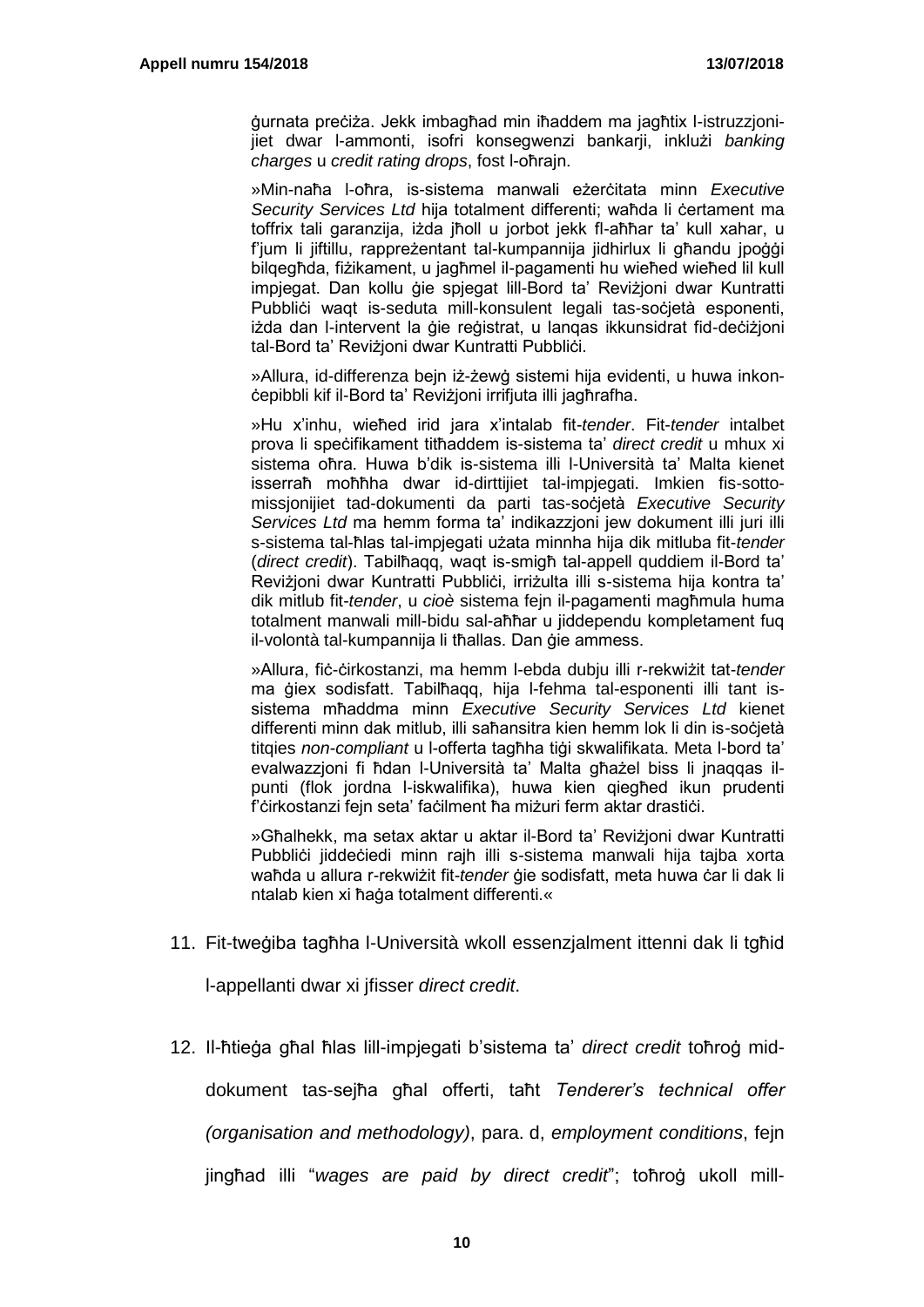ġurnata preċiża. Jekk imbagħad min iħaddem ma jagħtix l-istruzzjonijiet dwar l-ammonti, isofri konsegwenzi bankarji, inklużi *banking charges* u *credit rating drops*, fost l-oħrajn.

»Min-naħa l-oħra, is-sistema manwali eżerċitata minn *Executive Security Services Ltd* hija totalment differenti; waħda li ċertament ma toffrix tali garanzija, iżda jħoll u jorbot jekk fl-aħħar ta' kull xahar, u f'jum li jiftillu, rappreżentant tal-kumpannija jidhirlux li għandu jpoġġi bilqegħda, fiżikament, u jagħmel il-pagamenti hu wieħed wieħed lil kull impjegat. Dan kollu ġie spjegat lill-Bord ta' Reviżjoni dwar Kuntratti Pubbliċi waqt is-seduta mill-konsulent legali tas-soċjetà esponenti, iżda dan l-intervent la ġie reġistrat, u lanqas ikkunsidrat fid-deċiżjoni tal-Bord ta' Reviżjoni dwar Kuntratti Pubbliċi.

»Allura, id-differenza bejn iż-żewġ sistemi hija evidenti, u huwa inkonċepibbli kif il-Bord ta' Reviżjoni irrifjuta illi jagħrafha.

»Hu x'inhu, wieħed irid jara x'intalab fit-*tender*. Fit-*tender* intalbet prova li speċifikament titħaddem is-sistema ta' *direct credit* u mhux xi sistema oħra. Huwa b'dik is-sistema illi l-Università ta' Malta kienet isserraħ moħħha dwar id-dirttijiet tal-impjegati. Imkien fis-sottomissjonijiet tad-dokumenti da parti tas-soċjetà *Executive Security Services Ltd* ma hemm forma ta' indikazzjoni jew dokument illi juri illi s-sistema tal-ħlas tal-impjegati użata minnha hija dik mitluba fit-*tender* (*direct credit*). Tabilħaqq, waqt is-smigħ tal-appell quddiem il-Bord ta' Reviżjoni dwar Kuntratti Pubbliċi, irriżulta illi s-sistema hija kontra ta' dik mitlub fit-*tender*, u *cioè* sistema fejn il-pagamenti magħmula huma totalment manwali mill-bidu sal-aħħar u jiddependu kompletament fuq il-volontà tal-kumpannija li tħallas. Dan ġie ammess.

»Allura, fiċ-ċirkostanzi, ma hemm l-ebda dubju illi r-rekwiżit tat-*tender* ma ġiex sodisfatt. Tabilħaqq, hija l-fehma tal-esponenti illi tant issistema mħaddma minn *Executive Security Services Ltd* kienet differenti minn dak mitlub, illi saħansitra kien hemm lok li din is-soċjetà titqies *non-compliant* u l-offerta tagħha tiġi skwalifikata. Meta l-bord ta' evalwazzjoni fi ħdan l-Università ta' Malta għażel biss li jnaqqas il-punti (flok jordna l-iskwalifika), huwa kien qiegħed ikun prudenti f'ċirkostanzi fejn seta' faċilment ħa miżuri ferm aktar drastiċi.

»Għalhekk, ma setax aktar u aktar il-Bord ta' Reviżjoni dwar Kuntratti Pubbliċi jiddeċiedi minn rajh illi s-sistema manwali hija tajba xorta waħda u allura r-rekwiżit fit-*tender* ġie sodisfatt, meta huwa ċar li dak li ntalab kien xi ħaġa totalment differenti.«

11. Fit-tweġiba tagħha l-Università wkoll essenzjalment ittenni dak li tgħid l-appellanti dwar xi jfisser *direct credit*.

12. Il-ħtieġa għal ħlas lill-impjegati b'sistema ta' *direct credit* toħroġ middokument tas-sejħa għal offerti, taħt *Tenderer's technical offer (organisation and methodology)*, para. d, *employment conditions*, fejn jingħad illi "*wages are paid by direct credit*"; toħroġ ukoll mill-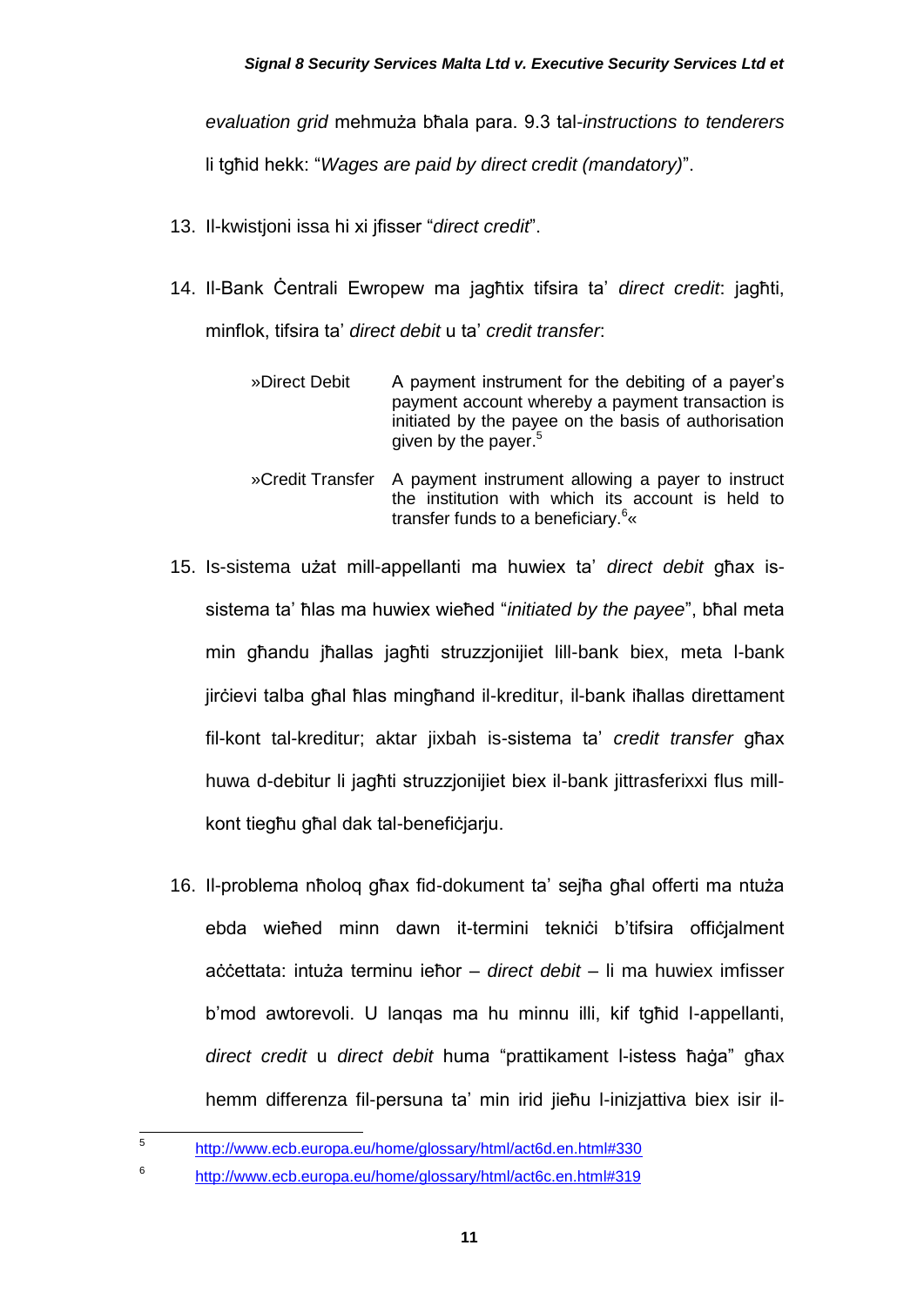*evaluation grid* mehmuża bħala para. 9.3 tal-*instructions to tenderers* li tgħid hekk: "*Wages are paid by direct credit (mandatory)*".

13. Il-kwistjoni issa hi xi jfisser "*direct credit*".

14. Il-Bank Ċentrali Ewropew ma jagħtix tifsira ta' *direct credit*: jagħti, minflok, tifsira ta' *direct debit* u ta' *credit transfer*:

    »Direct Debit — A payment instrument for the debiting of a payer's payment account whereby a payment transaction is initiated by the payee on the basis of authorisation given by the payer.[5]

    »Credit Transfer — A payment instrument allowing a payer to instruct the institution with which its account is held to transfer funds to a beneficiary.[6]«

15. Is-sistema użat mill-appellanti ma huwiex ta' *direct debit* għax is-sistema ta' ħlas ma huwiex wieħed "*initiated by the payee*", bħal meta min għandu jħallas jagħti struzzjonijiet lill-bank biex, meta l-bank jirċievi talba għal ħlas mingħand il-kreditur, il-bank iħallas direttament fil-kont tal-kreditur; aktar jixbah is-sistema ta' *credit transfer* għax huwa d-debitur li jagħti struzzjonijiet biex il-bank jittrasferixxi flus mill-kont tiegħu għal dak tal-benefiċjarju.

16. Il-problema nħoloq għax fid-dokument ta' sejħa għal offerti ma ntuża ebda wieħed minn dawn it-termini tekniċi b'tifsira uffiċjalment aċċettata: intuża terminu ieħor – *direct debit* – li ma huwiex imfisser b'mod awtorevoli. U lanqas ma hu minnu illi, kif tgħid l-appellanti, *direct credit* u *direct debit* huma "prattikament l-istess ħaġa" għax hemm differenza fil-persuna ta' min irid jieħu l-inizjattiva biex isir il-

---

[5] http://www.ecb.europa.eu/home/glossary/html/act6d.en.html#330

[6] http://www.ecb.europa.eu/home/glossary/html/act6c.en.html#319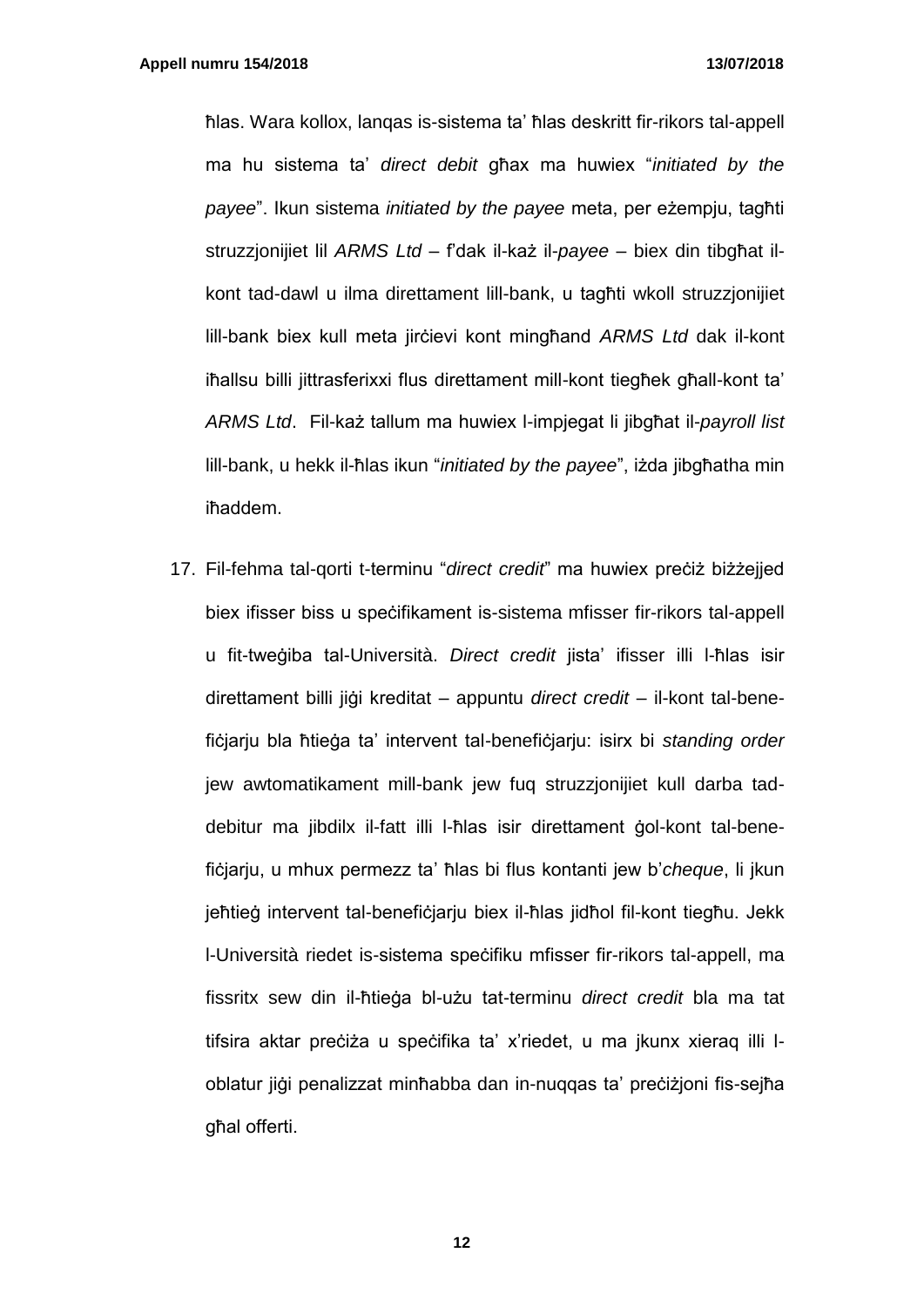ħlas. Wara kollox, lanqas is-sistema ta' ħlas deskritt fir-rikors tal-appell ma hu sistema ta' *direct debit* għax ma huwiex "*initiated by the payee*". Ikun sistema *initiated by the payee* meta, per eżempju, tagħti struzzjonijiet lil *ARMS Ltd* – f'dak il-każ il-*payee* – biex din tibgħat il-kont tad-dawl u ilma direttament lill-bank, u tagħti wkoll struzzjonijiet lill-bank biex kull meta jirċievi kont mingħand *ARMS Ltd* dak il-kont iħallsu billi jittrasferixxi flus direttament mill-kont tiegħek għall-kont ta' *ARMS Ltd*. Fil-każ tallum ma huwiex l-impjegat li jibgħat il-*payroll list* lill-bank, u hekk il-ħlas ikun "*initiated by the payee*", iżda jibgħatha min iħaddem.

17. Fil-fehma tal-qorti t-terminu "*direct credit*" ma huwiex preċiż biżżejjed biex ifisser biss u speċifikament is-sistema mfisser fir-rikors tal-appell u fit-tweġiba tal-Università. *Direct credit* jista' ifisser illi l-ħlas isir direttament billi jiġi kreditat – appuntu *direct credit* – il-kont tal-benefiċjarju bla ħtieġa ta' intervent tal-benefiċjarju: isirx bi *standing order* jew awtomatikament mill-bank jew fuq struzzjonijiet kull darba tad-debitur ma jibdilx il-fatt illi l-ħlas isir direttament ġol-kont tal-benefiċjarju, u mhux permezz ta' ħlas bi flus kontanti jew b'*cheque*, li jkun jeħtieġ intervent tal-benefiċjarju biex il-ħlas jidħol fil-kont tiegħu. Jekk l-Università riedet is-sistema speċifiku mfisser fir-rikors tal-appell, ma fissritx sew din il-ħtieġa bl-użu tat-terminu *direct credit* bla ma tat tifsira aktar preċiża u speċifika ta' x'riedet, u ma jkunx xieraq illi l-oblatur jiġi penalizzat minħabba dan in-nuqqas ta' preċiżjoni fis-sejħa għal offerti.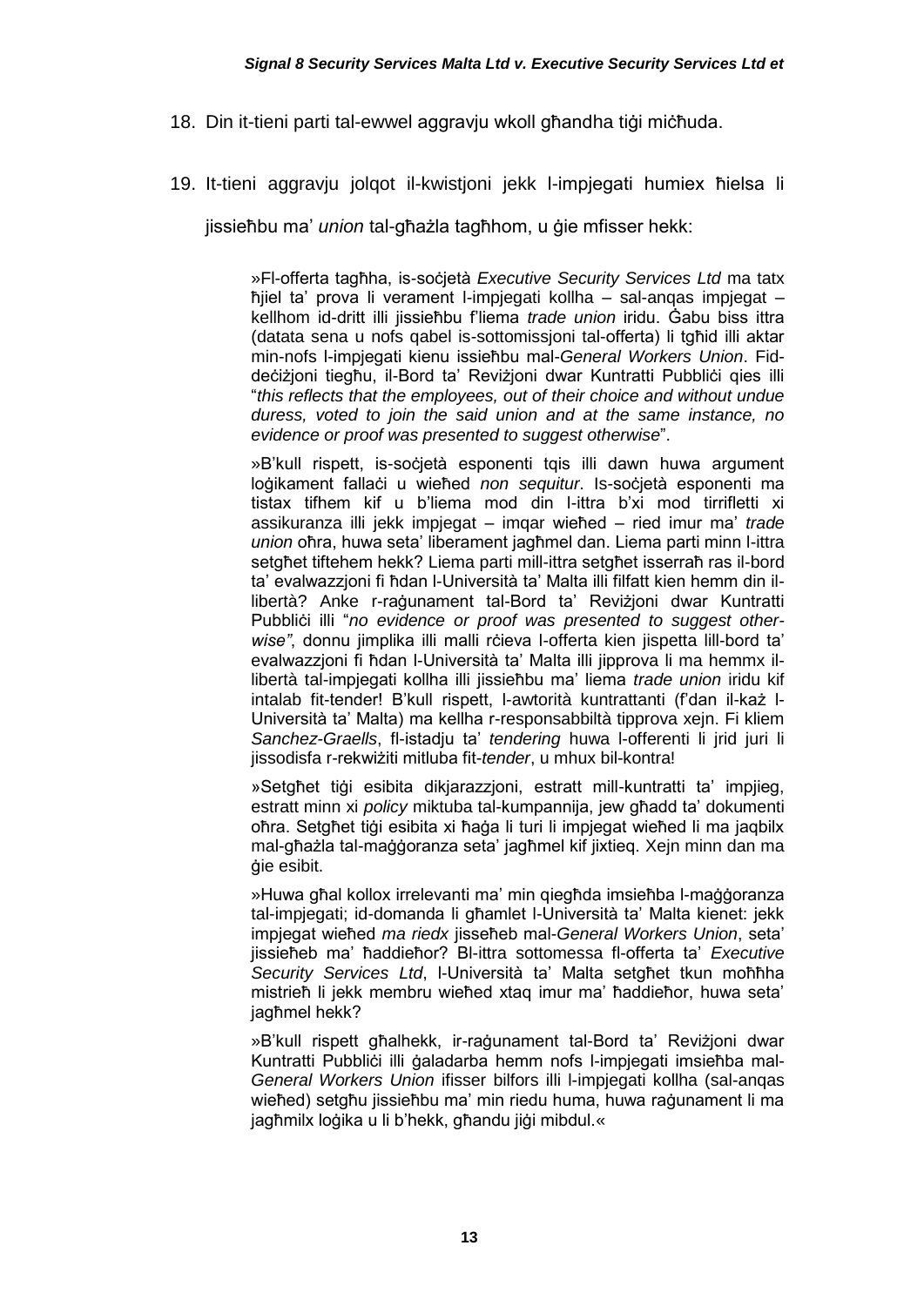18. Din it-tieni parti tal-ewwel aggravju wkoll għandha tiġi miċħuda.

19. It-tieni aggravju jolqot il-kwistjoni jekk l-impjegati humiex ħielsa li jissieħbu ma' *union* tal-għażla tagħhom, u ġie mfisser hekk:

> »Fl-offerta tagħha, is-soċjetà *Executive Security Services Ltd* ma tatx ħjiel ta' prova li verament l-impjegati kollha – sal-anqas impjegat – kellhom id-dritt illi jissieħbu f'liema *trade union* iridu. Ġabu biss ittra (datata sena u nofs qabel is-sottomissjoni tal-offerta) li tgħid illi aktar min-nofs l-impjegati kienu issieħbu mal-*General Workers Union*. Fid-deċiżjoni tiegħu, il-Bord ta' Reviżjoni dwar Kuntratti Pubbliċi qies illi "*this reflects that the employees, out of their choice and without undue duress, voted to join the said union and at the same instance, no evidence or proof was presented to suggest otherwise*".
>
> »B'kull rispett, is-soċjetà esponenti tqis illi dawn huwa argument loġikament fallaċi u wieħed *non sequitur*. Is-soċjetà esponenti ma tistax tifhem kif u b'liema mod din l-ittra b'xi mod tirrifletti xi assikuranza illi jekk impjegat – imqar wieħed – ried imur ma' *trade union* oħra, huwa seta' liberament jagħmel dan. Liema parti minn l-ittra setgħet tiftehem hekk? Liema parti mill-ittra setgħet isserraħ ras il-bord ta' evalwazzjoni fi ħdan l-Università ta' Malta illi filfatt kien hemm din il-libertà? Anke r-raġunament tal-Bord ta' Reviżjoni dwar Kuntratti Pubbliċi illi "*no evidence or proof was presented to suggest other-wise"*, donnu jimplika illi malli rċieva l-offerta kien jispetta lill-bord ta' evalwazzjoni fi ħdan l-Università ta' Malta illi jipprova li ma hemmx il-libertà tal-impjegati kollha illi jissieħbu ma' liema *trade union* iridu kif intalab fit-tender! B'kull rispett, l-awtorità kuntrattanti (f'dan il-każ l-Università ta' Malta) ma kellha r-responsabbiltà tipprova xejn. Fi kliem *Sanchez-Graells*, fl-istadju ta' *tendering* huwa l-offerenti li jrid juri li jissodisfa r-rekwiżiti mitluba fit-*tender*, u mhux bil-kontra!
>
> »Setgħet tiġi esibita dikjarazzjoni, estratt mill-kuntratti ta' impjieg, estratt minn xi *policy* miktuba tal-kumpannija, jew għadd ta' dokumenti oħra. Setgħet tiġi esibita xi ħaġa li turi li impjegat wieħed li ma jaqbilx mal-għażla tal-maġġoranza seta' jagħmel kif jixtieq. Xejn minn dan ma ġie esibit.
>
> »Huwa għal kollox irrelevanti ma' min qiegħda imsieħba l-maġġoranza tal-impjegati; id-domanda li għamlet l-Università ta' Malta kienet: jekk impjegat wieħed *ma riedx* jissieħeb mal-*General Workers Union*, seta' jissieħeb ma' ħaddieħor? Bl-ittra sottomessa fl-offerta ta' *Executive Security Services Ltd*, l-Università ta' Malta setgħet tkun moħħha mistrieħ li jekk membru wieħed xtaq imur ma' ħaddieħor, huwa seta' jagħmel hekk?
>
> »B'kull rispett għalhekk, ir-raġunament tal-Bord ta' Reviżjoni dwar Kuntratti Pubbliċi illi ġaladarba hemm nofs l-impjegati imsieħba mal-*General Workers Union* ifisser bilfors illi l-impjegati kollha (sal-anqas wieħed) setgħu jissieħbu ma' min riedu huma, huwa raġunament li ma jagħmilx loġika u li b'hekk, għandu jiġi mibdul.«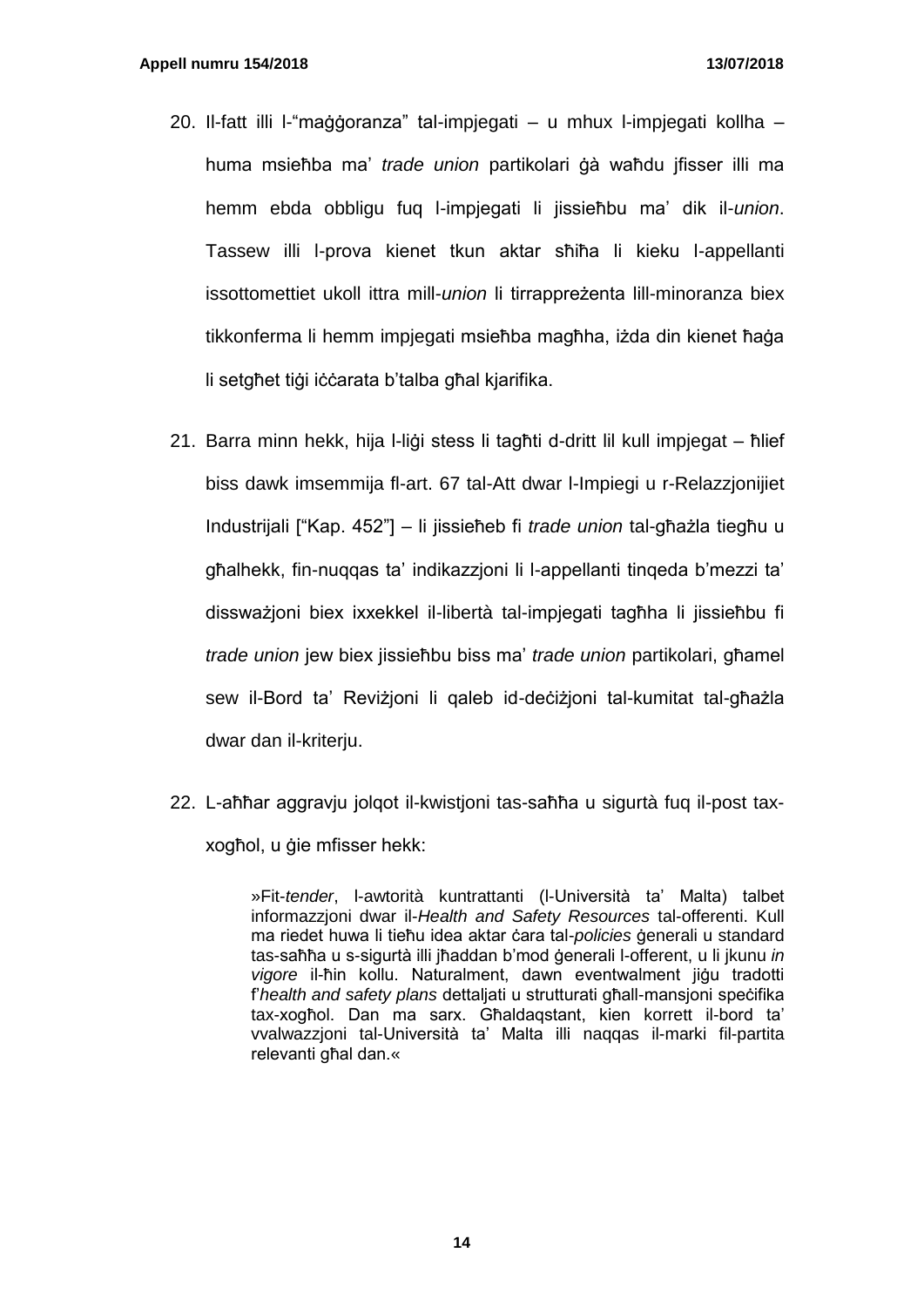20. Il-fatt illi l-"maġġoranza" tal-impjegati – u mhux l-impjegati kollha – huma msieħba ma' *trade union* partikolari ġà waħdu jfisser illi ma hemm ebda obbligu fuq l-impjegati li jissieħbu ma' dik il-*union*. Tassew illi l-prova kienet tkun aktar sħiħa li kieku l-appellanti issottomettiet ukoll ittra mill-*union* li tirrappreżenta lill-minoranza biex tikkonferma li hemm impjegati msieħba magħha, iżda din kienet ħaġa li setgħet tiġi iċċarata b'talba għal kjarifika.

21. Barra minn hekk, hija l-liġi stess li tagħti d-dritt lil kull impjegat – ħlief biss dawk imsemmija fl-art. 67 tal-Att dwar l-Impiegi u r-Relazzjonijiet Industrijali ["Kap. 452"] – li jissieħeb fi *trade union* tal-għażla tiegħu u għalhekk, fin-nuqqas ta' indikazzjoni li l-appellanti tinqeda b'mezzi ta' dissważjoni biex ixxekkel il-libertà tal-impjegati tagħha li jissieħbu fi *trade union* jew biex jissieħbu biss ma' *trade union* partikolari, għamel sew il-Bord ta' Reviżjoni li qaleb id-deċiżjoni tal-kumitat tal-għażla dwar dan il-kriterju.

22. L-aħħar aggravju jolqot il-kwistjoni tas-saħħa u sigurtà fuq il-post tax-xogħol, u ġie mfisser hekk:

> »Fit-*tender*, l-awtorità kuntrattanti (l-Università ta' Malta) talbet informazzjoni dwar il-*Health and Safety Resources* tal-offerenti. Kull ma riedet huwa li tieħu idea aktar ċara tal-*policies* ġenerali u standard tas-saħħa u s-sigurtà illi jħaddan b'mod ġenerali l-offerent, u li jkunu *in vigore* il-ħin kollu. Naturalment, dawn eventwalment jiġu tradotti f'*health and safety plans* dettaljati u strutturati għall-mansjoni speċifika tax-xogħol. Dan ma sarx. Għaldaqstant, kien korrett il-bord ta' vvalwazzjoni tal-Università ta' Malta illi naqqas il-marki fil-partita relevanti għal dan.«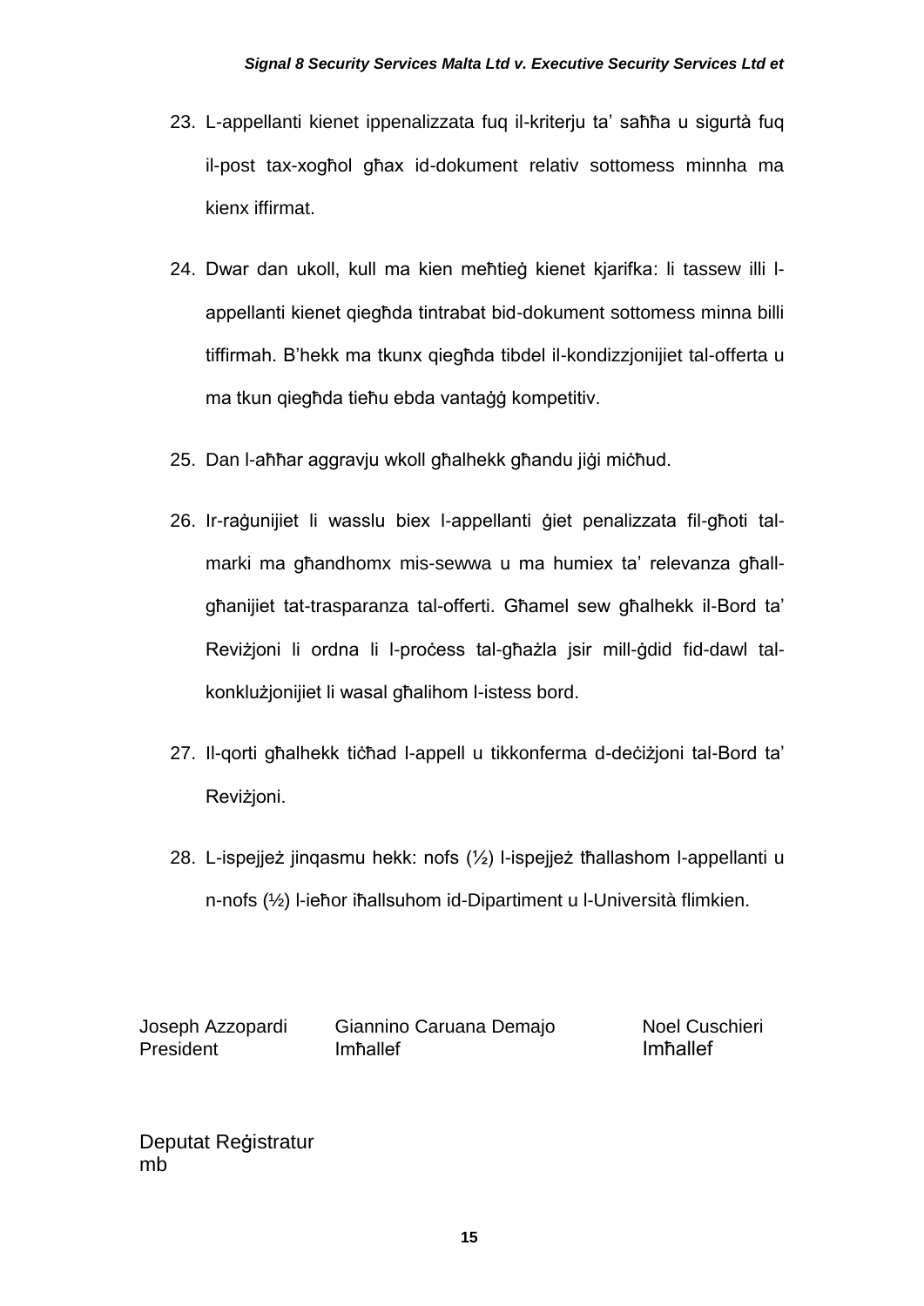23. L-appellanti kienet ippenalizzata fuq il-kriterju ta' saħħa u sigurtà fuq il-post tax-xogħol għax id-dokument relativ sottomess minnha ma kienx iffirmat.

24. Dwar dan ukoll, kull ma kien meħtieġ kienet kjarifka: li tassew illi l-appellanti kienet qiegħda tintrabat bid-dokument sottomess minna billi tiffirmah. B'hekk ma tkunx qiegħda tibdel il-kondizzjonijiet tal-offerta u ma tkun qiegħda tieħu ebda vantaġġ kompetitiv.

25. Dan l-aħħar aggravju wkoll għalhekk għandu jiġi miċħud.

26. Ir-raġunijiet li wasslu biex l-appellanti ġiet penalizzata fil-għoti tal-marki ma għandhomx mis-sewwa u ma humiex ta' relevanza għall-għanijiet tat-trasparanza tal-offerti. Għamel sew għalhekk il-Bord ta' Reviżjoni li ordna li l-proċess tal-għażla jsir mill-ġdid fid-dawl tal-konklużjonijiet li wasal għalihom l-istess bord.

27. Il-qorti għalhekk tiċħad l-appell u tikkonferma d-deċiżjoni tal-Bord ta' Reviżjoni.

28. L-ispejjeż jinqasmu hekk: nofs (½) l-ispejjeż tħallashom l-appellanti u n-nofs (½) l-ieħor iħallsuhom id-Dipartiment u l-Università flimkien.

| | | |
|---|---|---|
| Joseph Azzopardi<br>President | Giannino Caruana Demajo<br>Imħallef | Noel Cuschieri<br>Imħallef |

Deputat Reġistratur
mb